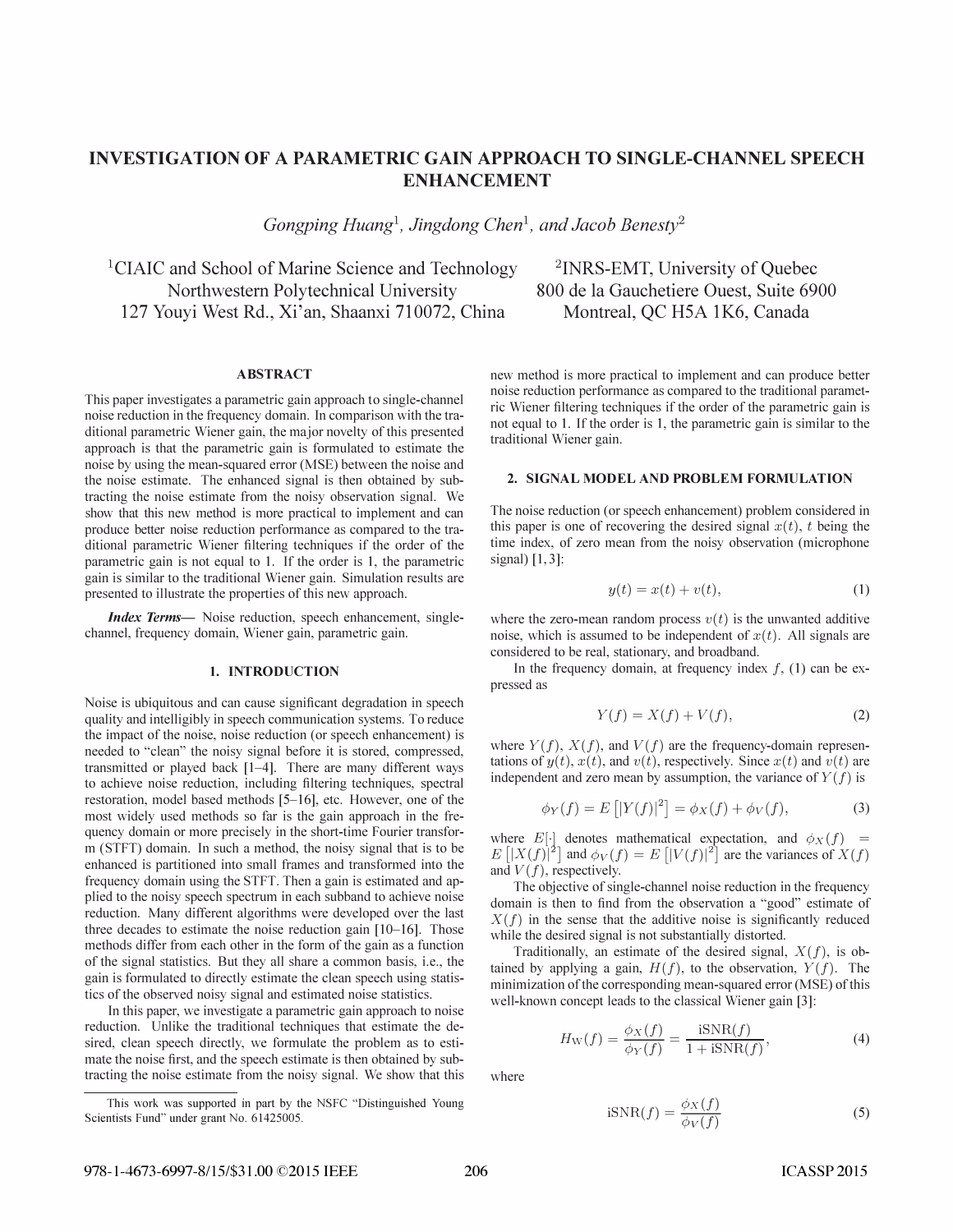# INVESTIGATION OF A PARAMETRIC GAIN APPROACH TO SINGLE-CHANNEL SPEECH ENHANCEMENT

*Gongping Huang*[1], *Jingdong Chen*[1], *and Jacob Benesty*[2]

[1]CIAIC and School of Marine Science and Technology
Northwestern Polytechnical University
127 Youyi West Rd., Xi'an, Shaanxi 710072, China

[2]INRS-EMT, University of Quebec
800 de la Gauchetiere Ouest, Suite 6900
Montreal, QC H5A 1K6, Canada

## ABSTRACT

This paper investigates a parametric gain approach to single-channel noise reduction in the frequency domain. In comparison with the traditional parametric Wiener gain, the major novelty of this presented approach is that the parametric gain is formulated to estimate the noise by using the mean-squared error (MSE) between the noise and the noise estimate. The enhanced signal is then obtained by subtracting the noise estimate from the noisy observation signal. We show that this new method is more practical to implement and can produce better noise reduction performance as compared to the traditional parametric Wiener filtering techniques if the order of the parametric gain is not equal to 1. If the order is 1, the parametric gain is similar to the traditional Wiener gain. Simulation results are presented to illustrate the properties of this new approach.

***Index Terms***— Noise reduction, speech enhancement, single-channel, frequency domain, Wiener gain, parametric gain.

## 1. INTRODUCTION

Noise is ubiquitous and can cause significant degradation in speech quality and intelligibly in speech communication systems. To reduce the impact of the noise, noise reduction (or speech enhancement) is needed to "clean" the noisy signal before it is stored, compressed, transmitted or played back [1–4]. There are many different ways to achieve noise reduction, including filtering techniques, spectral restoration, model based methods [5–16], etc. However, one of the most widely used methods so far is the gain approach in the frequency domain or more precisely in the short-time Fourier transform (STFT) domain. In such a method, the noisy signal that is to be enhanced is partitioned into small frames and transformed into the frequency domain using the STFT. Then a gain is estimated and applied to the noisy speech spectrum in each subband to achieve noise reduction. Many different algorithms were developed over the last three decades to estimate the noise reduction gain [10–16]. Those methods differ from each other in the form of the gain as a function of the signal statistics. But they all share a common basis, i.e., the gain is formulated to directly estimate the clean speech using statistics of the observed noisy signal and estimated noise statistics.

In this paper, we investigate a parametric gain approach to noise reduction. Unlike the traditional techniques that estimate the desired, clean speech directly, we formulate the problem as to estimate the noise first, and the speech estimate is then obtained by subtracting the noise estimate from the noisy signal. We show that this new method is more practical to implement and can produce better noise reduction performance as compared to the traditional parametric Wiener filtering techniques if the order of the parametric gain is not equal to 1. If the order is 1, the parametric gain is similar to the traditional Wiener gain.

This work was supported in part by the NSFC "Distinguished Young Scientists Fund" under grant No. 61425005.

## 2. SIGNAL MODEL AND PROBLEM FORMULATION

The noise reduction (or speech enhancement) problem considered in this paper is one of recovering the desired signal $x(t)$, $t$ being the time index, of zero mean from the noisy observation (microphone signal) [1, 3]:

$$y(t) = x(t) + v(t), \tag{1}$$

where the zero-mean random process $v(t)$ is the unwanted additive noise, which is assumed to be independent of $x(t)$. All signals are considered to be real, stationary, and broadband.

In the frequency domain, at frequency index $f$, (1) can be expressed as

$$Y(f) = X(f) + V(f), \tag{2}$$

where $Y(f)$, $X(f)$, and $V(f)$ are the frequency-domain representations of $y(t)$, $x(t)$, and $v(t)$, respectively. Since $x(t)$ and $v(t)$ are independent and zero mean by assumption, the variance of $Y(f)$ is

$$\phi_Y(f) = E\left[|Y(f)|^2\right] = \phi_X(f) + \phi_V(f), \tag{3}$$

where $E[\cdot]$ denotes mathematical expectation, and $\phi_X(f) = E\left[|X(f)|^2\right]$ and $\phi_V(f) = E\left[|V(f)|^2\right]$ are the variances of $X(f)$ and $V(f)$, respectively.

The objective of single-channel noise reduction in the frequency domain is then to find from the observation a "good" estimate of $X(f)$ in the sense that the additive noise is significantly reduced while the desired signal is not substantially distorted.

Traditionally, an estimate of the desired signal, $X(f)$, is obtained by applying a gain, $H(f)$, to the observation, $Y(f)$. The minimization of the corresponding mean-squared error (MSE) of this well-known concept leads to the classical Wiener gain [3]:

$$H_{\mathrm{W}}(f) = \frac{\phi_X(f)}{\phi_Y(f)} = \frac{\mathrm{iSNR}(f)}{1 + \mathrm{iSNR}(f)}, \tag{4}$$

where

$$\mathrm{iSNR}(f) = \frac{\phi_X(f)}{\phi_V(f)} \tag{5}$$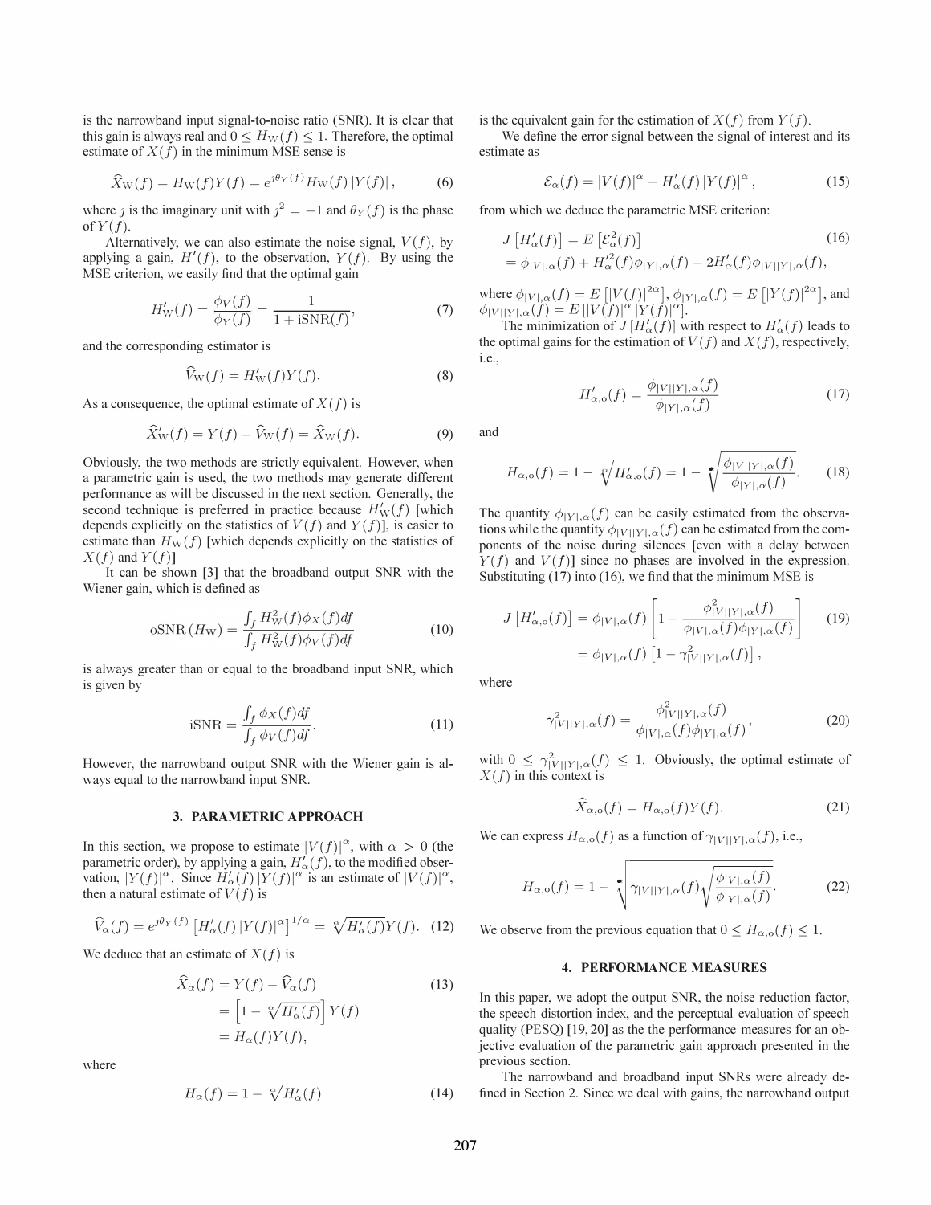is the narrowband input signal-to-noise ratio (SNR). It is clear that this gain is always real and $0 \leq H_{\rm W}(f) \leq 1$. Therefore, the optimal estimate of $X(f)$ in the minimum MSE sense is

$$\widehat{X}_{\rm W}(f) = H_{\rm W}(f)Y(f) = e^{\jmath\theta_Y(f)} H_{\rm W}(f) \left|Y(f)\right|, \tag{6}$$

where $\jmath$ is the imaginary unit with $\jmath^2 = -1$ and $\theta_Y(f)$ is the phase of $Y(f)$.

Alternatively, we can also estimate the noise signal, $V(f)$, by applying a gain, $H'(f)$, to the observation, $Y(f)$. By using the MSE criterion, we easily find that the optimal gain

$$H'_{\rm W}(f) = \frac{\phi_V(f)}{\phi_Y(f)} = \frac{1}{1 + {\rm iSNR}(f)}, \tag{7}$$

and the corresponding estimator is

$$\widehat{V}_{\rm W}(f) = H'_{\rm W}(f)Y(f). \tag{8}$$

As a consequence, the optimal estimate of $X(f)$ is

$$\widehat{X}'_{\rm W}(f) = Y(f) - \widehat{V}_{\rm W}(f) = \widehat{X}_{\rm W}(f). \tag{9}$$

Obviously, the two methods are strictly equivalent. However, when a parametric gain is used, the two methods may generate different performance as will be discussed in the next section. Generally, the second technique is preferred in practice because $H'_{\rm W}(f)$ [which depends explicitly on the statistics of $V(f)$ and $Y(f)$], is easier to estimate than $H_{\rm W}(f)$ [which depends explicitly on the statistics of $X(f)$ and $Y(f)$]

It can be shown [3] that the broadband output SNR with the Wiener gain, which is defined as

$${\rm oSNR}\left(H_{\rm W}\right) = \frac{\int_f H^2_{\rm W}(f)\phi_X(f)df}{\int_f H^2_{\rm W}(f)\phi_V(f)df} \tag{10}$$

is always greater than or equal to the broadband input SNR, which is given by

$${\rm iSNR} = \frac{\int_f \phi_X(f)df}{\int_f \phi_V(f)df}. \tag{11}$$

However, the narrowband output SNR with the Wiener gain is always equal to the narrowband input SNR.

## 3. PARAMETRIC APPROACH

In this section, we propose to estimate $\left|V(f)\right|^\alpha$, with $\alpha > 0$ (the parametric order), by applying a gain, $H'_\alpha(f)$, to the modified observation, $\left|Y(f)\right|^\alpha$. Since $H'_\alpha(f)\left|Y(f)\right|^\alpha$ is an estimate of $\left|V(f)\right|^\alpha$, then a natural estimate of $V(f)$ is

$$\widehat{V}_\alpha(f) = e^{\jmath\theta_Y(f)}\left[H'_\alpha(f)\left|Y(f)\right|^\alpha\right]^{1/\alpha} = \sqrt[\alpha]{H'_\alpha(f)}Y(f). \tag{12}$$

We deduce that an estimate of $X(f)$ is

$$\begin{aligned}\widehat{X}_\alpha(f) &= Y(f) - \widehat{V}_\alpha(f) \\ &= \left[1 - \sqrt[\alpha]{H'_\alpha(f)}\right]Y(f) \\ &= H_\alpha(f)Y(f),\end{aligned} \tag{13}$$

where

$$H_\alpha(f) = 1 - \sqrt[\alpha]{H'_\alpha(f)} \tag{14}$$

is the equivalent gain for the estimation of $X(f)$ from $Y(f)$.

We define the error signal between the signal of interest and its estimate as

$$\mathcal{E}_\alpha(f) = \left|V(f)\right|^\alpha - H'_\alpha(f)\left|Y(f)\right|^\alpha, \tag{15}$$

from which we deduce the parametric MSE criterion:

$$\begin{aligned}J\left[H'_\alpha(f)\right] &= E\left[\mathcal{E}^2_\alpha(f)\right] \\ &= \phi_{|V|,\alpha}(f) + H'^2_\alpha(f)\phi_{|Y|,\alpha}(f) - 2H'_\alpha(f)\phi_{|V||Y|,\alpha}(f),\end{aligned} \tag{16}$$

where $\phi_{|V|,\alpha}(f) = E\left[\left|V(f)\right|^{2\alpha}\right]$, $\phi_{|Y|,\alpha}(f) = E\left[\left|Y(f)\right|^{2\alpha}\right]$, and $\phi_{|V||Y|,\alpha}(f) = E\left[\left|V(f)\right|^\alpha\left|Y(f)\right|^\alpha\right]$.

The minimization of $J\left[H'_\alpha(f)\right]$ with respect to $H'_\alpha(f)$ leads to the optimal gains for the estimation of $V(f)$ and $X(f)$, respectively, i.e.,

$$H'_{\alpha,{\rm o}}(f) = \frac{\phi_{|V||Y|,\alpha}(f)}{\phi_{|Y|,\alpha}(f)} \tag{17}$$

and

$$H_{\alpha,{\rm o}}(f) = 1 - \sqrt[\alpha]{H'_{\alpha,{\rm o}}(f)} = 1 - \sqrt[\alpha]{\frac{\phi_{|V||Y|,\alpha}(f)}{\phi_{|Y|,\alpha}(f)}}. \tag{18}$$

The quantity $\phi_{|Y|,\alpha}(f)$ can be easily estimated from the observations while the quantity $\phi_{|V||Y|,\alpha}(f)$ can be estimated from the components of the noise during silences [even with a delay between $Y(f)$ and $V(f)$] since no phases are involved in the expression. Substituting (17) into (16), we find that the minimum MSE is

$$\begin{aligned}J\left[H'_{\alpha,{\rm o}}(f)\right] &= \phi_{|V|,\alpha}(f)\left[1 - \frac{\phi^2_{|V||Y|,\alpha}(f)}{\phi_{|V|,\alpha}(f)\phi_{|Y|,\alpha}(f)}\right] \\ &= \phi_{|V|,\alpha}(f)\left[1 - \gamma^2_{|V||Y|,\alpha}(f)\right],\end{aligned} \tag{19}$$

where

$$\gamma^2_{|V||Y|,\alpha}(f) = \frac{\phi^2_{|V||Y|,\alpha}(f)}{\phi_{|V|,\alpha}(f)\phi_{|Y|,\alpha}(f)}, \tag{20}$$

with $0 \leq \gamma^2_{|V||Y|,\alpha}(f) \leq 1$. Obviously, the optimal estimate of $X(f)$ in this context is

$$\widehat{X}_{\alpha,{\rm o}}(f) = H_{\alpha,{\rm o}}(f)Y(f). \tag{21}$$

We can express $H_{\alpha,{\rm o}}(f)$ as a function of $\gamma_{|V||Y|,\alpha}(f)$, i.e.,

$$H_{\alpha,{\rm o}}(f) = 1 - \sqrt[\alpha]{\gamma_{|V||Y|,\alpha}(f)\sqrt{\frac{\phi_{|V|,\alpha}(f)}{\phi_{|Y|,\alpha}(f)}}}. \tag{22}$$

We observe from the previous equation that $0 \leq H_{\alpha,{\rm o}}(f) \leq 1$.

## 4. PERFORMANCE MEASURES

In this paper, we adopt the output SNR, the noise reduction factor, the speech distortion index, and the perceptual evaluation of speech quality (PESQ) [19, 20] as the the performance measures for an objective evaluation of the parametric gain approach presented in the previous section.

The narrowband and broadband input SNRs were already defined in Section 2. Since we deal with gains, the narrowband output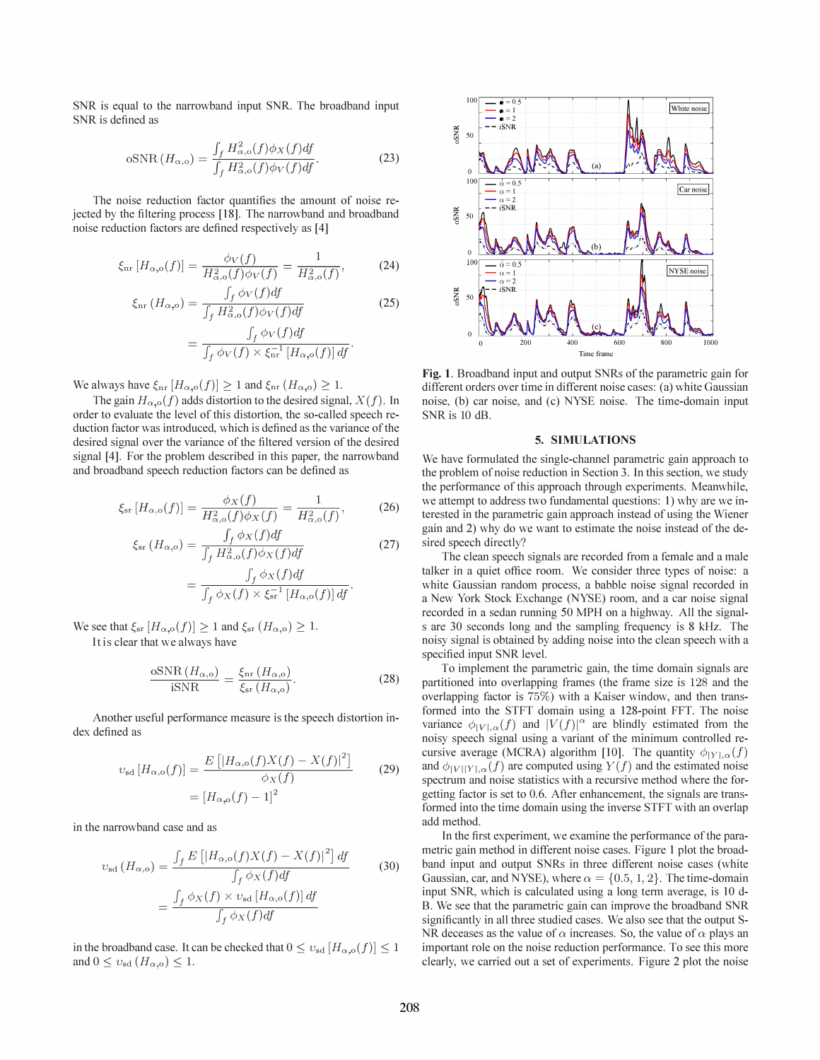SNR is equal to the narrowband input SNR. The broadband input SNR is defined as

$$\text{oSNR}\left(H_{\alpha,\text{o}}\right) = \frac{\int_f H_{\alpha,\text{o}}^2(f)\phi_X(f)df}{\int_f H_{\alpha,\text{o}}^2(f)\phi_V(f)df}. \tag{23}$$

The noise reduction factor quantifies the amount of noise rejected by the filtering process [18]. The narrowband and broadband noise reduction factors are defined respectively as [4]

$$\xi_{\text{nr}}\left[H_{\alpha,\text{o}}(f)\right] = \frac{\phi_V(f)}{H_{\alpha,\text{o}}^2(f)\phi_V(f)} = \frac{1}{H_{\alpha,\text{o}}^2(f)}, \tag{24}$$

$$\begin{aligned}\xi_{\text{nr}}\left(H_{\alpha,\text{o}}\right) &= \frac{\int_f \phi_V(f)df}{\int_f H_{\alpha,\text{o}}^2(f)\phi_V(f)df} \\ &= \frac{\int_f \phi_V(f)df}{\int_f \phi_V(f) \times \xi_{\text{nr}}^{-1}\left[H_{\alpha,\text{o}}(f)\right]df}.\end{aligned} \tag{25}$$

We always have $\xi_{\text{nr}}\left[H_{\alpha,\text{o}}(f)\right] \geq 1$ and $\xi_{\text{nr}}\left(H_{\alpha,\text{o}}\right) \geq 1$.

The gain $H_{\alpha,\text{o}}(f)$ adds distortion to the desired signal, $X(f)$. In order to evaluate the level of this distortion, the so-called speech reduction factor was introduced, which is defined as the variance of the desired signal over the variance of the filtered version of the desired signal [4]. For the problem described in this paper, the narrowband and broadband speech reduction factors can be defined as

$$\xi_{\text{sr}}\left[H_{\alpha,\text{o}}(f)\right] = \frac{\phi_X(f)}{H_{\alpha,\text{o}}^2(f)\phi_X(f)} = \frac{1}{H_{\alpha,\text{o}}^2(f)}, \tag{26}$$

$$\begin{aligned}\xi_{\text{sr}}\left(H_{\alpha,\text{o}}\right) &= \frac{\int_f \phi_X(f)df}{\int_f H_{\alpha,\text{o}}^2(f)\phi_X(f)df} \\ &= \frac{\int_f \phi_X(f)df}{\int_f \phi_X(f) \times \xi_{\text{sr}}^{-1}\left[H_{\alpha,\text{o}}(f)\right]df}.\end{aligned} \tag{27}$$

We see that $\xi_{\text{sr}}\left[H_{\alpha,\text{o}}(f)\right] \geq 1$ and $\xi_{\text{sr}}\left(H_{\alpha,\text{o}}\right) \geq 1$.

It is clear that we always have

$$\frac{\text{oSNR}\left(H_{\alpha,\text{o}}\right)}{\text{iSNR}} = \frac{\xi_{\text{nr}}\left(H_{\alpha,\text{o}}\right)}{\xi_{\text{sr}}\left(H_{\alpha,\text{o}}\right)}. \tag{28}$$

Another useful performance measure is the speech distortion index defined as

$$\begin{aligned}\upsilon_{\text{sd}}\left[H_{\alpha,\text{o}}(f)\right] &= \frac{E\left[\left|H_{\alpha,\text{o}}(f)X(f) - X(f)\right|^2\right]}{\phi_X(f)} \\ &= \left[H_{\alpha,\text{o}}(f) - 1\right]^2\end{aligned} \tag{29}$$

in the narrowband case and as

$$\begin{aligned}\upsilon_{\text{sd}}\left(H_{\alpha,\text{o}}\right) &= \frac{\int_f E\left[\left|H_{\alpha,\text{o}}(f)X(f) - X(f)\right|^2\right]df}{\int_f \phi_X(f)df} \\ &= \frac{\int_f \phi_X(f) \times \upsilon_{\text{sd}}\left[H_{\alpha,\text{o}}(f)\right]df}{\int_f \phi_X(f)df}\end{aligned} \tag{30}$$

in the broadband case. It can be checked that $0 \leq \upsilon_{\text{sd}}\left[H_{\alpha,\text{o}}(f)\right] \leq 1$ and $0 \leq \upsilon_{\text{sd}}\left(H_{\alpha,\text{o}}\right) \leq 1$.

**Fig. 1**. Broadband input and output SNRs of the parametric gain for different orders over time in different noise cases: (a) white Gaussian noise, (b) car noise, and (c) NYSE noise. The time-domain input SNR is 10 dB.

## 5. SIMULATIONS

We have formulated the single-channel parametric gain approach to the problem of noise reduction in Section 3. In this section, we study the performance of this approach through experiments. Meanwhile, we attempt to address two fundamental questions: 1) why are we interested in the parametric gain approach instead of using the Wiener gain and 2) why do we want to estimate the noise instead of the desired speech directly?

The clean speech signals are recorded from a female and a male talker in a quiet office room. We consider three types of noise: a white Gaussian random process, a babble noise signal recorded in a New York Stock Exchange (NYSE) room, and a car noise signal recorded in a sedan running 50 MPH on a highway. All the signals are 30 seconds long and the sampling frequency is 8 kHz. The noisy signal is obtained by adding noise into the clean speech with a specified input SNR level.

To implement the parametric gain, the time domain signals are partitioned into overlapping frames (the frame size is 128 and the overlapping factor is 75%) with a Kaiser window, and then transformed into the STFT domain using a 128-point FFT. The noise variance $\phi_{|V|,\alpha}(f)$ and $|V(f)|^\alpha$ are blindly estimated from the noisy speech signal using a variant of the minimum controlled recursive average (MCRA) algorithm [10]. The quantity $\phi_{|Y|,\alpha}(f)$ and $\phi_{|V||Y|,\alpha}(f)$ are computed using $Y(f)$ and the estimated noise spectrum and noise statistics with a recursive method where the forgetting factor is set to 0.6. After enhancement, the signals are transformed into the time domain using the inverse STFT with an overlap add method.

In the first experiment, we examine the performance of the parametric gain method in different noise cases. Figure 1 plot the broadband input and output SNRs in three different noise cases (white Gaussian, car, and NYSE), where $\alpha = \{0.5, 1, 2\}$. The time-domain input SNR, which is calculated using a long term average, is 10 dB. We see that the parametric gain can improve the broadband SNR significantly in all three studied cases. We also see that the output SNR deceases as the value of $\alpha$ increases. So, the value of $\alpha$ plays an important role on the noise reduction performance. To see this more clearly, we carried out a set of experiments. Figure 2 plot the noise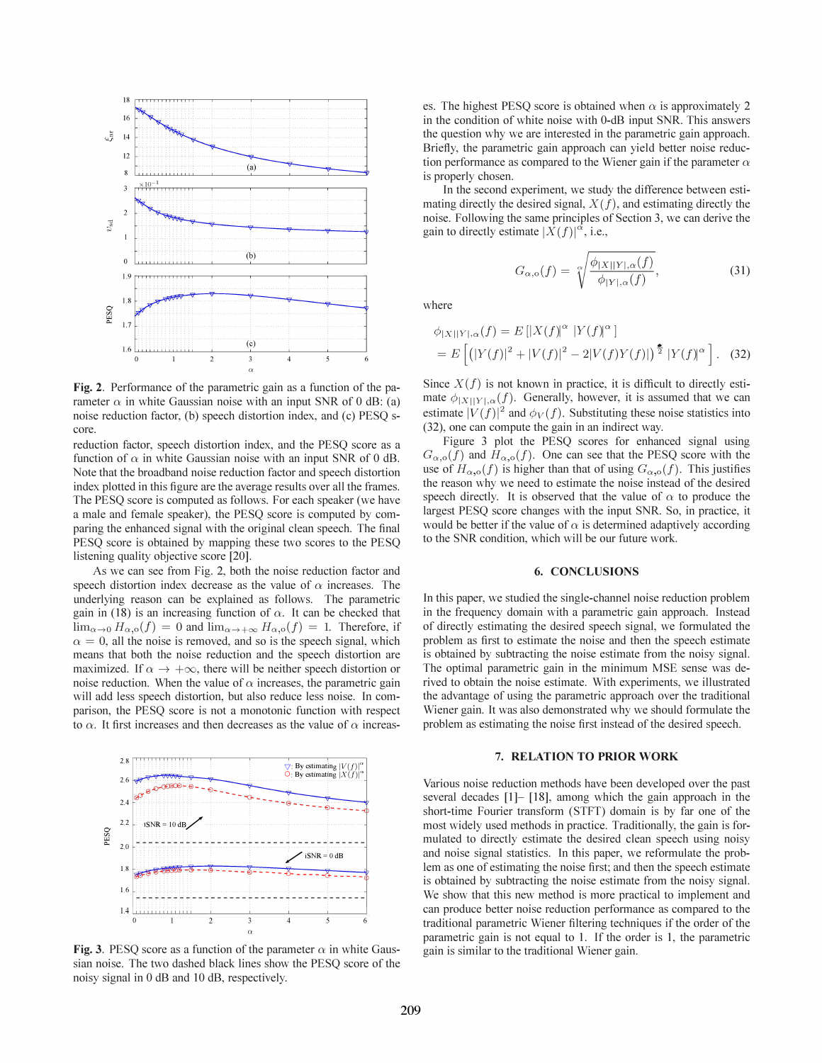**Fig. 2**. Performance of the parametric gain as a function of the parameter $\alpha$ in white Gaussian noise with an input SNR of 0 dB: (a) noise reduction factor, (b) speech distortion index, and (c) PESQ score.

reduction factor, speech distortion index, and the PESQ score as a function of $\alpha$ in white Gaussian noise with an input SNR of 0 dB. Note that the broadband noise reduction factor and speech distortion index plotted in this figure are the average results over all the frames. The PESQ score is computed as follows. For each speaker (we have a male and female speaker), the PESQ score is computed by comparing the enhanced signal with the original clean speech. The final PESQ score is obtained by mapping these two scores to the PESQ listening quality objective score [20].

As we can see from Fig. 2, both the noise reduction factor and speech distortion index decrease as the value of $\alpha$ increases. The underlying reason can be explained as follows. The parametric gain in (18) is an increasing function of $\alpha$. It can be checked that $\lim_{\alpha \to 0} H_{\alpha,o}(f) = 0$ and $\lim_{\alpha \to +\infty} H_{\alpha,o}(f) = 1$. Therefore, if $\alpha = 0$, all the noise is removed, and so is the speech signal, which means that both the noise reduction and the speech distortion are maximized. If $\alpha \to +\infty$, there will be neither speech distortion or noise reduction. When the value of $\alpha$ increases, the parametric gain will add less speech distortion, but also reduce less noise. In comparison, the PESQ score is not a monotonic function with respect to $\alpha$. It first increases and then decreases as the value of $\alpha$ increases. The highest PESQ score is obtained when $\alpha$ is approximately 2 in the condition of white noise with 0-dB input SNR. This answers the question why we are interested in the parametric gain approach. Briefly, the parametric gain approach can yield better noise reduction performance as compared to the Wiener gain if the parameter $\alpha$ is properly chosen.

In the second experiment, we study the difference between estimating directly the desired signal, $X(f)$, and estimating directly the noise. Following the same principles of Section 3, we can derive the gain to directly estimate $|X(f)|^{\alpha}$, i.e.,

$$G_{\alpha,o}(f) = \sqrt[\alpha]{\frac{\phi_{|X||Y|,\alpha}(f)}{\phi_{|Y|,\alpha}(f)}}, \tag{31}$$

where

$$\begin{aligned}\phi_{|X||Y|,\alpha}(f) &= E\left[|X(f)|^{\alpha}\ |Y(f)|^{\alpha}\right] \\ &= E\left[\left(|Y(f)|^2 + |V(f)|^2 - 2|V(f)Y(f)|\right)^{\frac{\alpha}{2}} |Y(f)|^{\alpha}\right].\end{aligned} \tag{32}$$

Since $X(f)$ is not known in practice, it is difficult to directly estimate $\phi_{|X||Y|,\alpha}(f)$. Generally, however, it is assumed that we can estimate $|V(f)|^2$ and $\phi_V(f)$. Substituting these noise statistics into (32), one can compute the gain in an indirect way.

Figure 3 plot the PESQ scores for enhanced signal using $G_{\alpha,o}(f)$ and $H_{\alpha,o}(f)$. One can see that the PESQ score with the use of $H_{\alpha,o}(f)$ is higher than that of using $G_{\alpha,o}(f)$. This justifies the reason why we need to estimate the noise instead of the desired speech directly. It is observed that the value of $\alpha$ to produce the largest PESQ score changes with the input SNR. So, in practice, it would be better if the value of $\alpha$ is determined adaptively according to the SNR condition, which will be our future work.

**Fig. 3**. PESQ score as a function of the parameter $\alpha$ in white Gaussian noise. The two dashed black lines show the PESQ score of the noisy signal in 0 dB and 10 dB, respectively.

## 6. CONCLUSIONS

In this paper, we studied the single-channel noise reduction problem in the frequency domain with a parametric gain approach. Instead of directly estimating the desired speech signal, we formulated the problem as first to estimate the noise and then the speech estimate is obtained by subtracting the noise estimate from the noisy signal. The optimal parametric gain in the minimum MSE sense was derived to obtain the noise estimate. With experiments, we illustrated the advantage of using the parametric approach over the traditional Wiener gain. It was also demonstrated why we should formulate the problem as estimating the noise first instead of the desired speech.

## 7. RELATION TO PRIOR WORK

Various noise reduction methods have been developed over the past several decades [1]– [18], among which the gain approach in the short-time Fourier transform (STFT) domain is by far one of the most widely used methods in practice. Traditionally, the gain is formulated to directly estimate the desired clean speech using noisy and noise signal statistics. In this paper, we reformulate the problem as one of estimating the noise first; and then the speech estimate is obtained by subtracting the noise estimate from the noisy signal. We show that this new method is more practical to implement and can produce better noise reduction performance as compared to the traditional parametric Wiener filtering techniques if the order of the parametric gain is not equal to 1. If the order is 1, the parametric gain is similar to the traditional Wiener gain.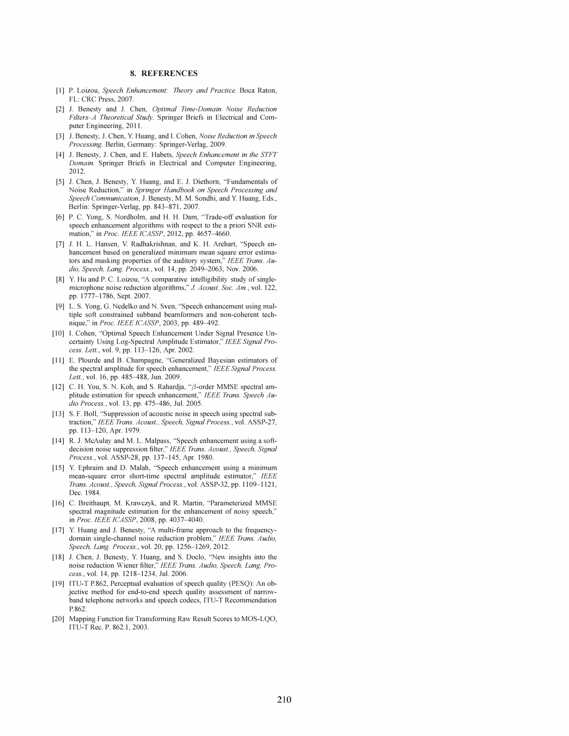## 8. REFERENCES

[1] P. Loizou, *Speech Enhancement: Theory and Practice.* Boca Raton, FL: CRC Press, 2007.

[2] J. Benesty and J. Chen, *Optimal Time-Domain Noise Reduction Filters–A Theoretical Study*. Springer Briefs in Electrical and Computer Engineering, 2011.

[3] J. Benesty, J. Chen, Y. Huang, and I. Cohen, *Noise Reduction in Speech Processing*. Berlin, Germany: Springer-Verlag, 2009.

[4] J. Benesty, J. Chen, and E. Habets, *Speech Enhancement in the STFT Domain.* Springer Briefs in Electrical and Computer Engineering, 2012.

[5] J. Chen, J. Benesty, Y. Huang, and E. J. Diethorn, "Fundamentals of Noise Reduction," in *Springer Handbook on Speech Processing and Speech Communication*, J. Benesty, M. M. Sondhi, and Y. Huang, Eds., Berlin: Springer-Verlag, pp. 843–871, 2007.

[6] P. C. Yong, S. Nordholm, and H. H. Dam, "Trade-off evaluation for speech enhancement algorithms with respect to the a priori SNR estimation," in *Proc. IEEE ICASSP*, 2012, pp. 4657–4660.

[7] J. H. L. Hansen, V. Radhakrishnan, and K. H. Arehart, "Speech enhancement based on generalized minimum mean square error estimators and masking properties of the auditory system," *IEEE Trans. Audio, Speech, Lang. Process.*, vol. 14, pp. 2049–2063, Nov. 2006.

[8] Y. Hu and P. C. Loizou, "A comparative intelligibility study of single-microphone noise reduction algorithms," *J. Acoust. Soc. Am.*, vol. 122, pp. 1777–1786, Sept. 2007.

[9] L. S. Yong, G. Nedelko and N. Sven, "Speech enhancement using multiple soft constrained subband beamformers and non-coherent technique," in *Proc. IEEE ICASSP*, 2003, pp. 489–492.

[10] I. Cohen, "Optimal Speech Enhancement Under Signal Presence Uncertainty Using Log-Spectral Amplitude Estimator," *IEEE Signal Process. Lett.*, vol. 9, pp. 113–126, Apr. 2002.

[11] E. Plourde and B. Champagne, "Generalized Bayesian estimators of the spectral amplitude for speech enhancement," *IEEE Signal Process. Lett.*, vol. 16, pp. 485–488, Jun. 2009.

[12] C. H. You, S. N. Koh, and S. Rahardja, "$\beta$-order MMSE spectral amplitude estimation for speech enhancement," *IEEE Trans. Speech Audio Process.*, vol. 13, pp. 475–486, Jul. 2005.

[13] S. F. Boll, "Suppression of acoustic noise in speech using spectral subtraction," *IEEE Trans. Acoust., Speech, Signal Process.*, vol. ASSP-27, pp. 113–120, Apr. 1979.

[14] R. J. McAulay and M. L. Malpass, "Speech enhancement using a soft-decision noise suppression filter," *IEEE Trans. Acoust., Speech, Signal Process.*, vol. ASSP-28, pp. 137–145, Apr. 1980.

[15] Y. Ephraim and D. Malah, "Speech enhancement using a minimum mean-square error short-time spectral amplitude estimator," *IEEE Trans. Acoust., Speech, Signal Process.*, vol. ASSP-32, pp. 1109–1121, Dec. 1984.

[16] C. Breithaupt, M. Krawczyk, and R. Martin, "Parameterized MMSE spectral magnitude estimation for the enhancement of noisy speech," in *Proc. IEEE ICASSP*, 2008, pp. 4037–4040.

[17] Y. Huang and J. Benesty, "A multi-frame approach to the frequency-domain single-channel noise reduction problem," *IEEE Trans. Audio, Speech, Lang. Process.*, vol. 20, pp. 1256–1269, 2012.

[18] J. Chen, J. Benesty, Y. Huang, and S. Doclo, "New insights into the noise reduction Wiener filter," *IEEE Trans. Audio, Speech, Lang. Process.*, vol. 14, pp. 1218–1234, Jul. 2006.

[19] ITU-T P.862, Perceptual evaluation of speech quality (PESQ): An objective method for end-to-end speech quality assessment of narrow-band telephone networks and speech codecs, ITU-T Recommendation P.862.

[20] Mapping Function for Transforming Raw Result Scores to MOS-LQO, ITU-T Rec. P. 862.1, 2003.